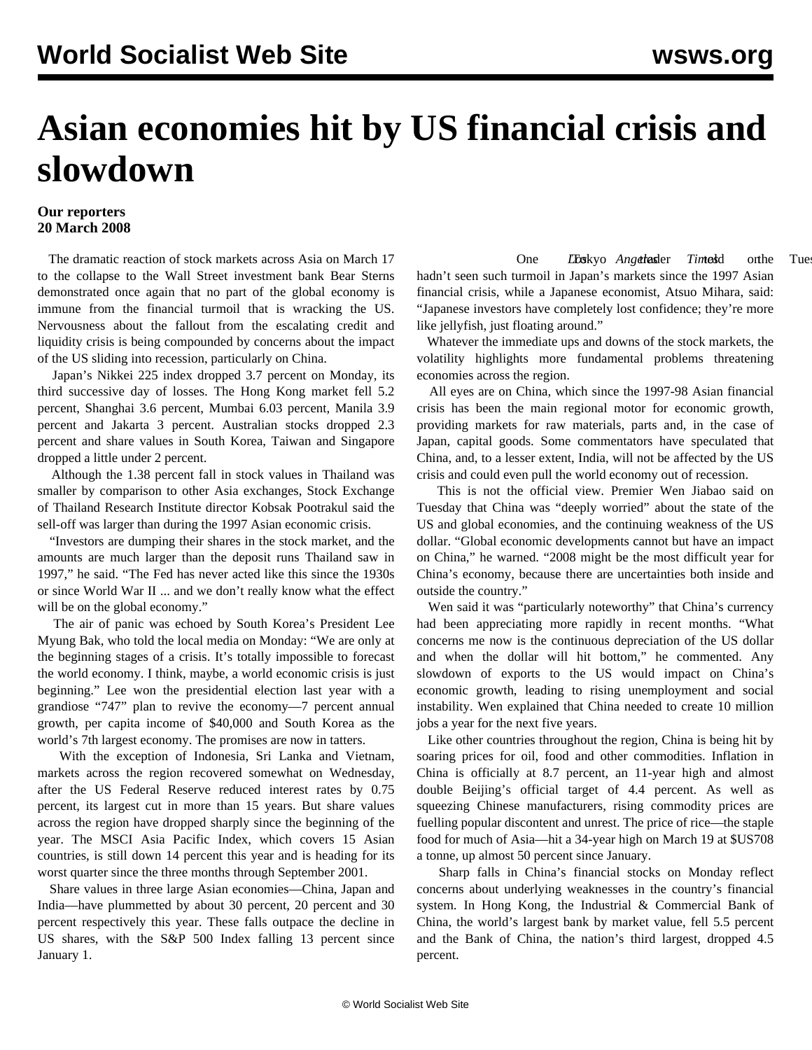# Asian economies hit by US financial crisis and slowdown

**Our reporters**
**20 March 2008**

The dramatic reaction of stock markets across Asia on March 17 to the collapse to the Wall Street investment bank Bear Sterns demonstrated once again that no part of the global economy is immune from the financial turmoil that is wracking the US. Nervousness about the fallout from the escalating credit and liquidity crisis is being compounded by concerns about the impact of the US sliding into recession, particularly on China.

Japan's Nikkei 225 index dropped 3.7 percent on Monday, its third successive day of losses. The Hong Kong market fell 5.2 percent, Shanghai 3.6 percent, Mumbai 6.03 percent, Manila 3.9 percent and Jakarta 3 percent. Australian stocks dropped 2.3 percent and share values in South Korea, Taiwan and Singapore dropped a little under 2 percent.

Although the 1.38 percent fall in stock values in Thailand was smaller by comparison to other Asia exchanges, Stock Exchange of Thailand Research Institute director Kobsak Pootrakul said the sell-off was larger than during the 1997 Asian economic crisis.

"Investors are dumping their shares in the stock market, and the amounts are much larger than the deposit runs Thailand saw in 1997," he said. "The Fed has never acted like this since the 1930s or since World War II ... and we don't really know what the effect will be on the global economy."

The air of panic was echoed by South Korea's President Lee Myung Bak, who told the local media on Monday: "We are only at the beginning stages of a crisis. It's totally impossible to forecast the world economy. I think, maybe, a world economic crisis is just beginning." Lee won the presidential election last year with a grandiose "747" plan to revive the economy—7 percent annual growth, per capita income of $40,000 and South Korea as the world's 7th largest economy. The promises are now in tatters.

With the exception of Indonesia, Sri Lanka and Vietnam, markets across the region recovered somewhat on Wednesday, after the US Federal Reserve reduced interest rates by 0.75 percent, its largest cut in more than 15 years. But share values across the region have dropped sharply since the beginning of the year. The MSCI Asia Pacific Index, which covers 15 Asian countries, is still down 14 percent this year and is heading for its worst quarter since the three months through September 2001.

Share values in three large Asian economies—China, Japan and India—have plummetted by about 30 percent, 20 percent and 30 percent respectively this year. These falls outpace the decline in US shares, with the S&P 500 Index falling 13 percent since January 1.

One Tokyo trader told the *Los Angeles Times* on Tuesday he hadn't seen such turmoil in Japan's markets since the 1997 Asian financial crisis, while a Japanese economist, Atsuo Mihara, said: "Japanese investors have completely lost confidence; they're more like jellyfish, just floating around."

Whatever the immediate ups and downs of the stock markets, the volatility highlights more fundamental problems threatening economies across the region.

All eyes are on China, which since the 1997-98 Asian financial crisis has been the main regional motor for economic growth, providing markets for raw materials, parts and, in the case of Japan, capital goods. Some commentators have speculated that China, and, to a lesser extent, India, will not be affected by the US crisis and could even pull the world economy out of recession.

This is not the official view. Premier Wen Jiabao said on Tuesday that China was "deeply worried" about the state of the US and global economies, and the continuing weakness of the US dollar. "Global economic developments cannot but have an impact on China," he warned. "2008 might be the most difficult year for China's economy, because there are uncertainties both inside and outside the country."

Wen said it was "particularly noteworthy" that China's currency had been appreciating more rapidly in recent months. "What concerns me now is the continuous depreciation of the US dollar and when the dollar will hit bottom," he commented. Any slowdown of exports to the US would impact on China's economic growth, leading to rising unemployment and social instability. Wen explained that China needed to create 10 million jobs a year for the next five years.

Like other countries throughout the region, China is being hit by soaring prices for oil, food and other commodities. Inflation in China is officially at 8.7 percent, an 11-year high and almost double Beijing's official target of 4.4 percent. As well as squeezing Chinese manufacturers, rising commodity prices are fuelling popular discontent and unrest. The price of rice—the staple food for much of Asia—hit a 34-year high on March 19 at $US708 a tonne, up almost 50 percent since January.

Sharp falls in China's financial stocks on Monday reflect concerns about underlying weaknesses in the country's financial system. In Hong Kong, the Industrial & Commercial Bank of China, the world's largest bank by market value, fell 5.5 percent and the Bank of China, the nation's third largest, dropped 4.5 percent.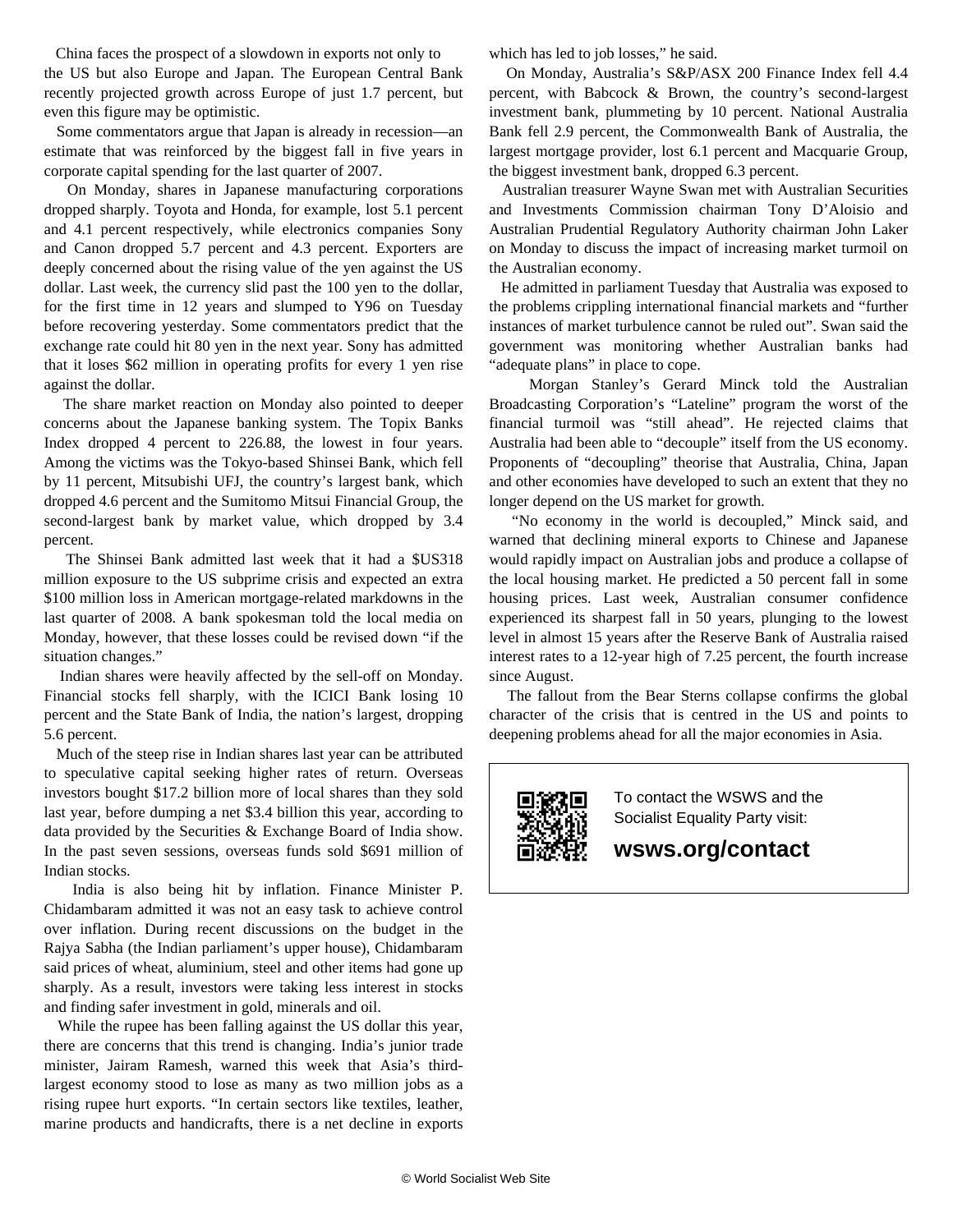China faces the prospect of a slowdown in exports not only to the US but also Europe and Japan. The European Central Bank recently projected growth across Europe of just 1.7 percent, but even this figure may be optimistic.

Some commentators argue that Japan is already in recession—an estimate that was reinforced by the biggest fall in five years in corporate capital spending for the last quarter of 2007.

On Monday, shares in Japanese manufacturing corporations dropped sharply. Toyota and Honda, for example, lost 5.1 percent and 4.1 percent respectively, while electronics companies Sony and Canon dropped 5.7 percent and 4.3 percent. Exporters are deeply concerned about the rising value of the yen against the US dollar. Last week, the currency slid past the 100 yen to the dollar, for the first time in 12 years and slumped to Y96 on Tuesday before recovering yesterday. Some commentators predict that the exchange rate could hit 80 yen in the next year. Sony has admitted that it loses $62 million in operating profits for every 1 yen rise against the dollar.

The share market reaction on Monday also pointed to deeper concerns about the Japanese banking system. The Topix Banks Index dropped 4 percent to 226.88, the lowest in four years. Among the victims was the Tokyo-based Shinsei Bank, which fell by 11 percent, Mitsubishi UFJ, the country's largest bank, which dropped 4.6 percent and the Sumitomo Mitsui Financial Group, the second-largest bank by market value, which dropped by 3.4 percent.

The Shinsei Bank admitted last week that it had a $US318 million exposure to the US subprime crisis and expected an extra $100 million loss in American mortgage-related markdowns in the last quarter of 2008. A bank spokesman told the local media on Monday, however, that these losses could be revised down "if the situation changes."

Indian shares were heavily affected by the sell-off on Monday. Financial stocks fell sharply, with the ICICI Bank losing 10 percent and the State Bank of India, the nation's largest, dropping 5.6 percent.

Much of the steep rise in Indian shares last year can be attributed to speculative capital seeking higher rates of return. Overseas investors bought $17.2 billion more of local shares than they sold last year, before dumping a net $3.4 billion this year, according to data provided by the Securities & Exchange Board of India show. In the past seven sessions, overseas funds sold $691 million of Indian stocks.

India is also being hit by inflation. Finance Minister P. Chidambaram admitted it was not an easy task to achieve control over inflation. During recent discussions on the budget in the Rajya Sabha (the Indian parliament's upper house), Chidambaram said prices of wheat, aluminium, steel and other items had gone up sharply. As a result, investors were taking less interest in stocks and finding safer investment in gold, minerals and oil.

While the rupee has been falling against the US dollar this year, there are concerns that this trend is changing. India's junior trade minister, Jairam Ramesh, warned this week that Asia's third-largest economy stood to lose as many as two million jobs as a rising rupee hurt exports. "In certain sectors like textiles, leather, marine products and handicrafts, there is a net decline in exports which has led to job losses," he said.

On Monday, Australia's S&P/ASX 200 Finance Index fell 4.4 percent, with Babcock & Brown, the country's second-largest investment bank, plummeting by 10 percent. National Australia Bank fell 2.9 percent, the Commonwealth Bank of Australia, the largest mortgage provider, lost 6.1 percent and Macquarie Group, the biggest investment bank, dropped 6.3 percent.

Australian treasurer Wayne Swan met with Australian Securities and Investments Commission chairman Tony D'Aloisio and Australian Prudential Regulatory Authority chairman John Laker on Monday to discuss the impact of increasing market turmoil on the Australian economy.

He admitted in parliament Tuesday that Australia was exposed to the problems crippling international financial markets and "further instances of market turbulence cannot be ruled out". Swan said the government was monitoring whether Australian banks had "adequate plans" in place to cope.

Morgan Stanley's Gerard Minck told the Australian Broadcasting Corporation's "Lateline" program the worst of the financial turmoil was "still ahead". He rejected claims that Australia had been able to "decouple" itself from the US economy. Proponents of "decoupling" theorise that Australia, China, Japan and other economies have developed to such an extent that they no longer depend on the US market for growth.

"No economy in the world is decoupled," Minck said, and warned that declining mineral exports to Chinese and Japanese would rapidly impact on Australian jobs and produce a collapse of the local housing market. He predicted a 50 percent fall in some housing prices. Last week, Australian consumer confidence experienced its sharpest fall in 50 years, plunging to the lowest level in almost 15 years after the Reserve Bank of Australia raised interest rates to a 12-year high of 7.25 percent, the fourth increase since August.

The fallout from the Bear Sterns collapse confirms the global character of the crisis that is centred in the US and points to deepening problems ahead for all the major economies in Asia.

To contact the WSWS and the Socialist Equality Party visit:

**wsws.org/contact**